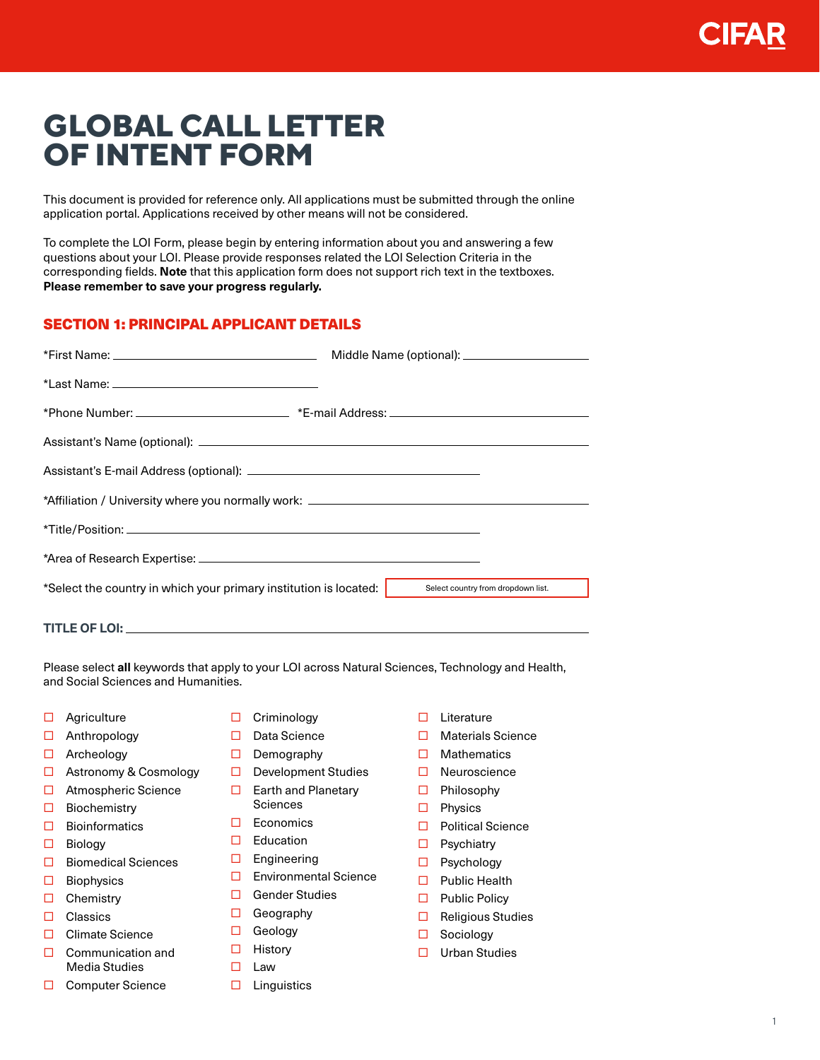CIFAR

# GLOBAL CALL LETTER OF INTENT FORM

This document is provided for reference only. All applications must be submitted through the online application portal. Applications received by other means will not be considered.

To complete the LOI Form, please begin by entering information about you and answering a few questions about your LOI. Please provide responses related the LOI Selection Criteria in the corresponding fields. **Note** that this application form does not support rich text in the textboxes. **Please remember to save your progress regularly.**

## SECTION 1: PRINCIPAL APPLICANT DETAILS

*First Name: ______________________ Middle Name (optional): ______________________

*Last Name: ______________________

*Phone Number: ______________________ *E-mail Address: ______________________

Assistant's Name (optional): ______________________

Assistant's E-mail Address (optional): ______________________

*Affiliation / University where you normally work: ______________________

*Title/Position: ______________________

*Area of Research Expertise: ______________________

*Select the country in which your primary institution is located: [Select country from dropdown list.]

**TITLE OF LOI:** ______________________

Please select **all** keywords that apply to your LOI across Natural Sciences, Technology and Health, and Social Sciences and Humanities.

- ☐ Agriculture
- ☐ Anthropology
- ☐ Archeology
- ☐ Astronomy & Cosmology
- ☐ Atmospheric Science
- ☐ Biochemistry
- ☐ Bioinformatics
- ☐ Biology
- ☐ Biomedical Sciences
- ☐ Biophysics
- ☐ Chemistry
- ☐ Classics
- ☐ Climate Science
- ☐ Communication and Media Studies
- ☐ Computer Science
- ☐ Criminology
- ☐ Data Science
- ☐ Demography
- ☐ Development Studies
- ☐ Earth and Planetary Sciences
- ☐ Economics
- ☐ Education
- ☐ Engineering
- ☐ Environmental Science
- ☐ Gender Studies
- ☐ Geography
- ☐ Geology
- ☐ History
- ☐ Law
- ☐ Linguistics
- ☐ Literature
- ☐ Materials Science
- ☐ Mathematics
- ☐ Neuroscience
- ☐ Philosophy
- ☐ Physics
- ☐ Political Science
- ☐ Psychiatry
- ☐ Psychology
- ☐ Public Health
- ☐ Public Policy
- ☐ Religious Studies
- ☐ Sociology
- ☐ Urban Studies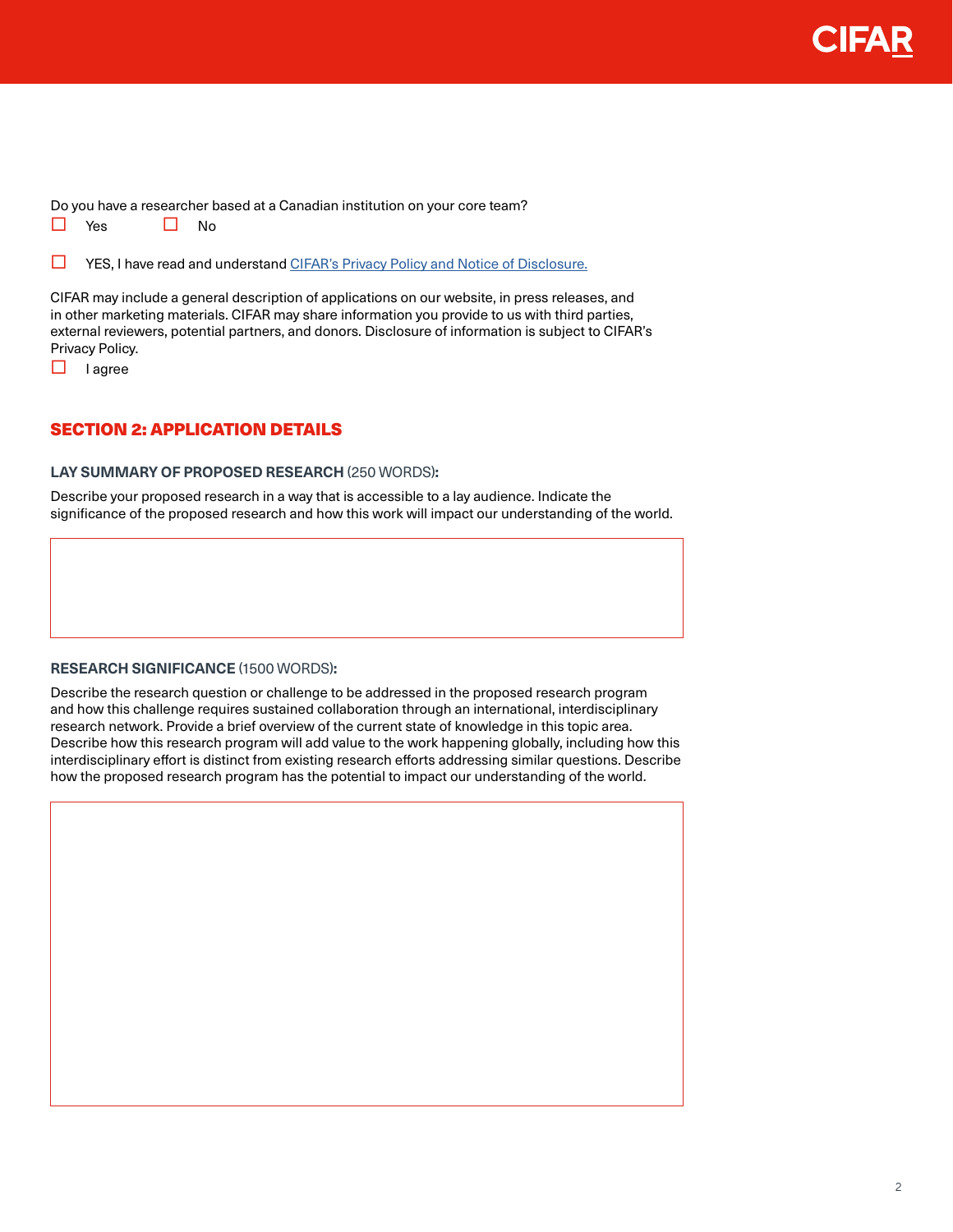Do you have a researcher based at a Canadian institution on your core team?

☐ Yes ☐ No

☐ YES, I have read and understand [CIFAR's Privacy Policy and Notice of Disclosure.]()

CIFAR may include a general description of applications on our website, in press releases, and in other marketing materials. CIFAR may share information you provide to us with third parties, external reviewers, potential partners, and donors. Disclosure of information is subject to CIFAR's Privacy Policy.

☐ I agree

## SECTION 2: APPLICATION DETAILS

**LAY SUMMARY OF PROPOSED RESEARCH** (250 WORDS)**:**

Describe your proposed research in a way that is accessible to a lay audience. Indicate the significance of the proposed research and how this work will impact our understanding of the world.

**RESEARCH SIGNIFICANCE** (1500 WORDS)**:**

Describe the research question or challenge to be addressed in the proposed research program and how this challenge requires sustained collaboration through an international, interdisciplinary research network. Provide a brief overview of the current state of knowledge in this topic area. Describe how this research program will add value to the work happening globally, including how this interdisciplinary effort is distinct from existing research efforts addressing similar questions. Describe how the proposed research program has the potential to impact our understanding of the world.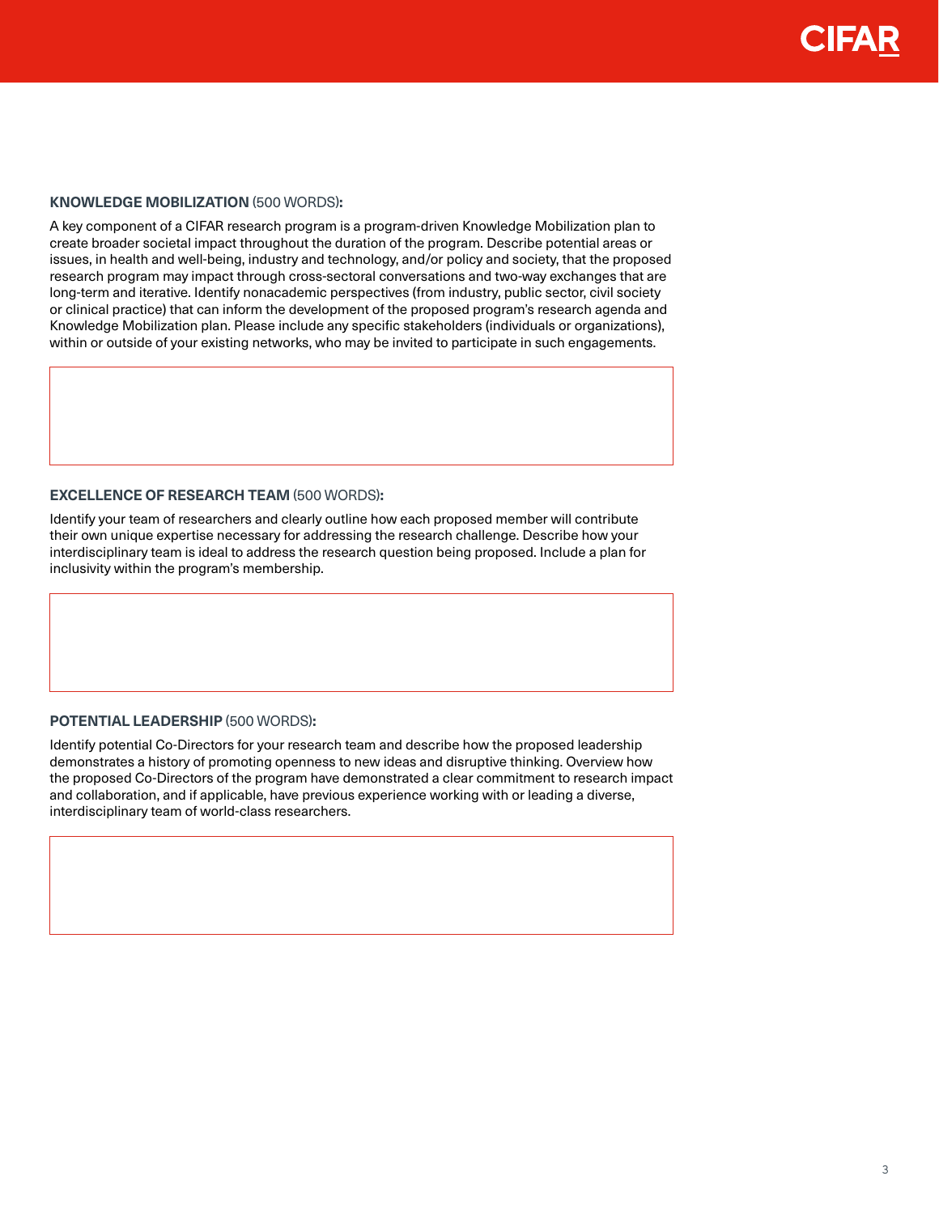**KNOWLEDGE MOBILIZATION** (500 WORDS)**:**

A key component of a CIFAR research program is a program-driven Knowledge Mobilization plan to create broader societal impact throughout the duration of the program. Describe potential areas or issues, in health and well-being, industry and technology, and/or policy and society, that the proposed research program may impact through cross-sectoral conversations and two-way exchanges that are long-term and iterative. Identify nonacademic perspectives (from industry, public sector, civil society or clinical practice) that can inform the development of the proposed program's research agenda and Knowledge Mobilization plan. Please include any specific stakeholders (individuals or organizations), within or outside of your existing networks, who may be invited to participate in such engagements.

**EXCELLENCE OF RESEARCH TEAM** (500 WORDS)**:**

Identify your team of researchers and clearly outline how each proposed member will contribute their own unique expertise necessary for addressing the research challenge. Describe how your interdisciplinary team is ideal to address the research question being proposed. Include a plan for inclusivity within the program's membership.

**POTENTIAL LEADERSHIP** (500 WORDS)**:**

Identify potential Co-Directors for your research team and describe how the proposed leadership demonstrates a history of promoting openness to new ideas and disruptive thinking. Overview how the proposed Co-Directors of the program have demonstrated a clear commitment to research impact and collaboration, and if applicable, have previous experience working with or leading a diverse, interdisciplinary team of world-class researchers.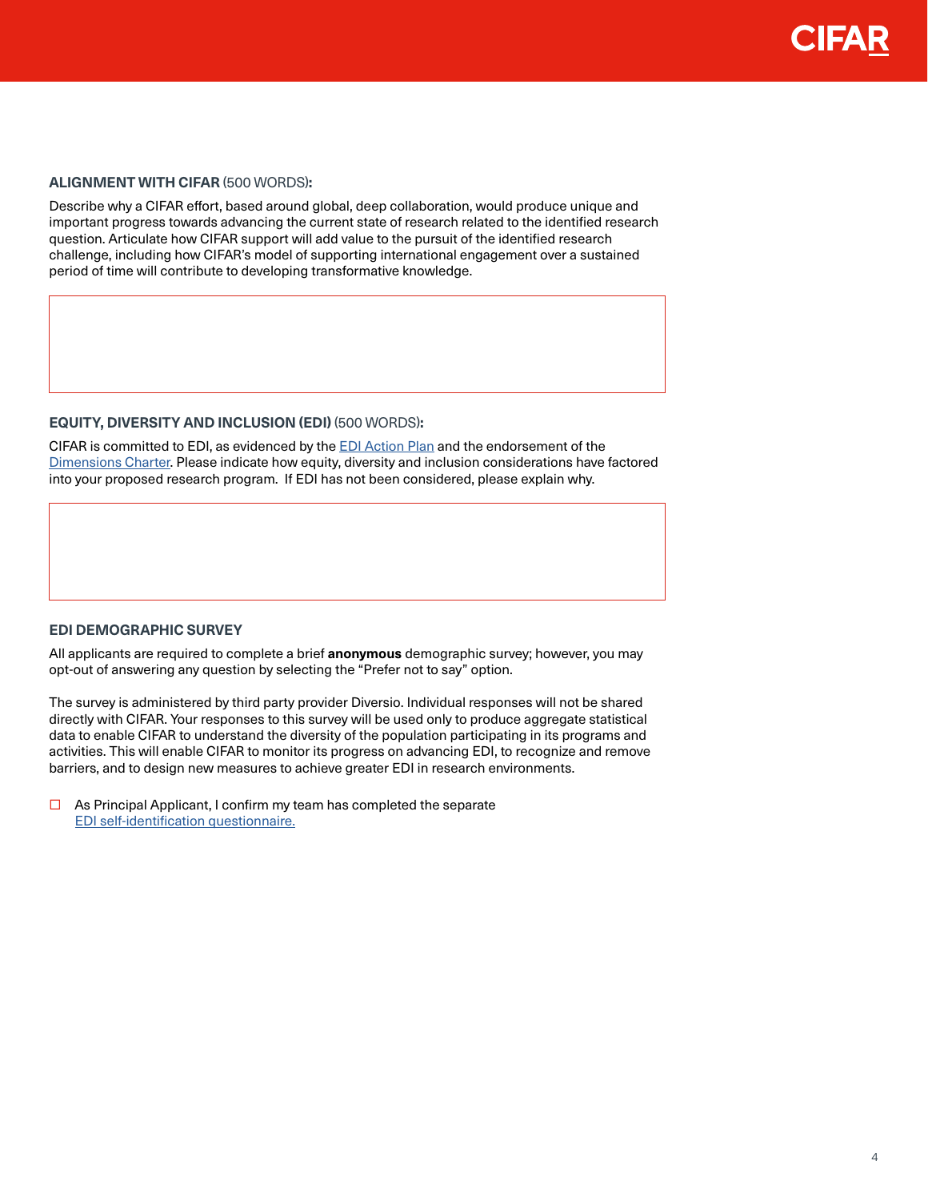**ALIGNMENT WITH CIFAR** (500 WORDS)**:**

Describe why a CIFAR effort, based around global, deep collaboration, would produce unique and important progress towards advancing the current state of research related to the identified research question. Articulate how CIFAR support will add value to the pursuit of the identified research challenge, including how CIFAR's model of supporting international engagement over a sustained period of time will contribute to developing transformative knowledge.

**EQUITY, DIVERSITY AND INCLUSION (EDI)** (500 WORDS)**:**

CIFAR is committed to EDI, as evidenced by the [EDI Action Plan] and the endorsement of the [Dimensions Charter]. Please indicate how equity, diversity and inclusion considerations have factored into your proposed research program. If EDI has not been considered, please explain why.

**EDI DEMOGRAPHIC SURVEY**

All applicants are required to complete a brief **anonymous** demographic survey; however, you may opt-out of answering any question by selecting the "Prefer not to say" option.

The survey is administered by third party provider Diversio. Individual responses will not be shared directly with CIFAR. Your responses to this survey will be used only to produce aggregate statistical data to enable CIFAR to understand the diversity of the population participating in its programs and activities. This will enable CIFAR to monitor its progress on advancing EDI, to recognize and remove barriers, and to design new measures to achieve greater EDI in research environments.

- [ ] As Principal Applicant, I confirm my team has completed the separate [EDI self-identification questionnaire.]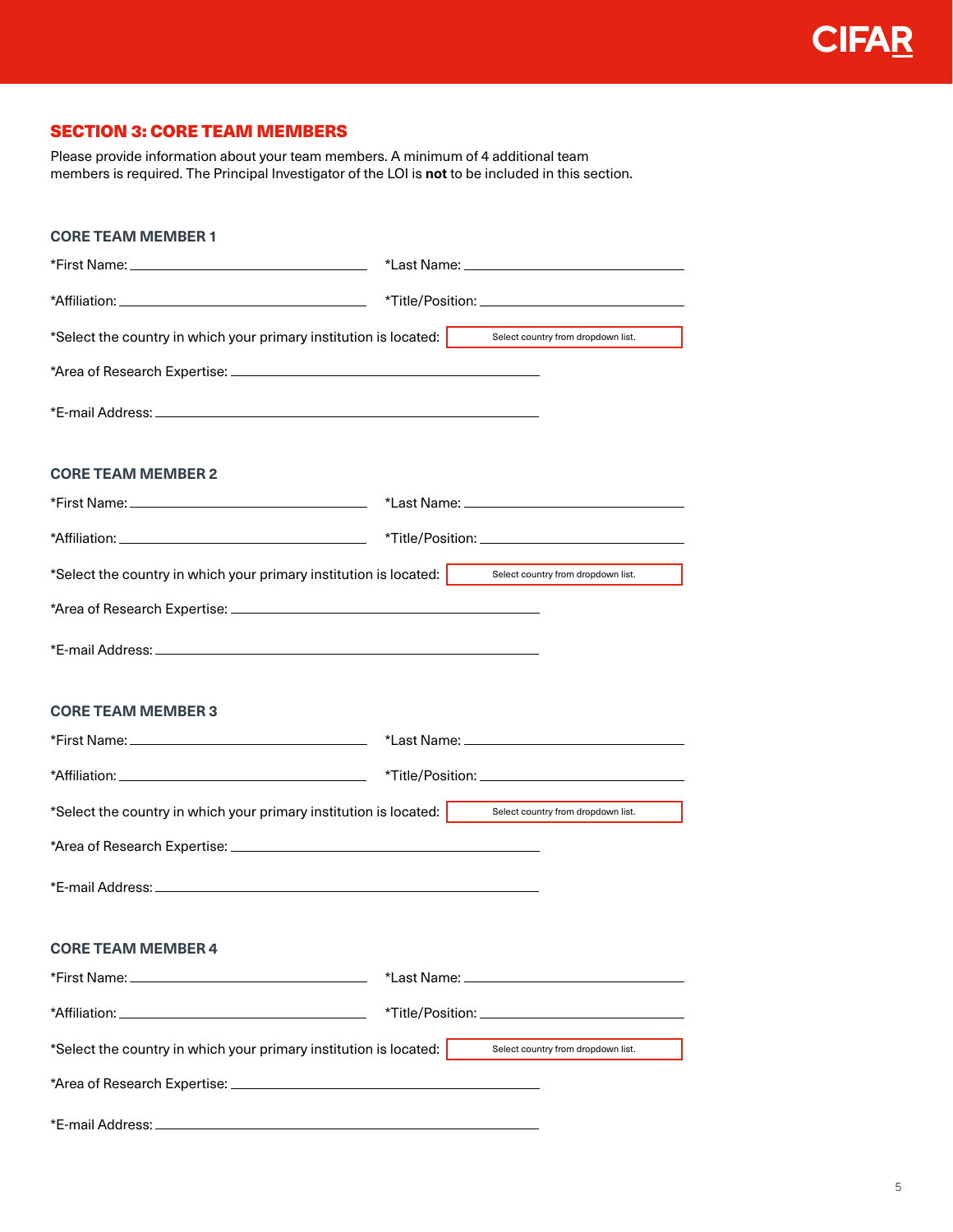## SECTION 3: CORE TEAM MEMBERS

Please provide information about your team members. A minimum of 4 additional team members is required. The Principal Investigator of the LOI is **not** to be included in this section.

### CORE TEAM MEMBER 1

*First Name: ______________________ *Last Name: ______________________

*Affiliation: ______________________ *Title/Position: ______________________

*Select the country in which your primary institution is located: Select country from dropdown list.

*Area of Research Expertise: ______________________

*E-mail Address: ______________________

### CORE TEAM MEMBER 2

*First Name: ______________________ *Last Name: ______________________

*Affiliation: ______________________ *Title/Position: ______________________

*Select the country in which your primary institution is located: Select country from dropdown list.

*Area of Research Expertise: ______________________

*E-mail Address: ______________________

### CORE TEAM MEMBER 3

*First Name: ______________________ *Last Name: ______________________

*Affiliation: ______________________ *Title/Position: ______________________

*Select the country in which your primary institution is located: Select country from dropdown list.

*Area of Research Expertise: ______________________

*E-mail Address: ______________________

### CORE TEAM MEMBER 4

*First Name: ______________________ *Last Name: ______________________

*Affiliation: ______________________ *Title/Position: ______________________

*Select the country in which your primary institution is located: Select country from dropdown list.

*Area of Research Expertise: ______________________

*E-mail Address: ______________________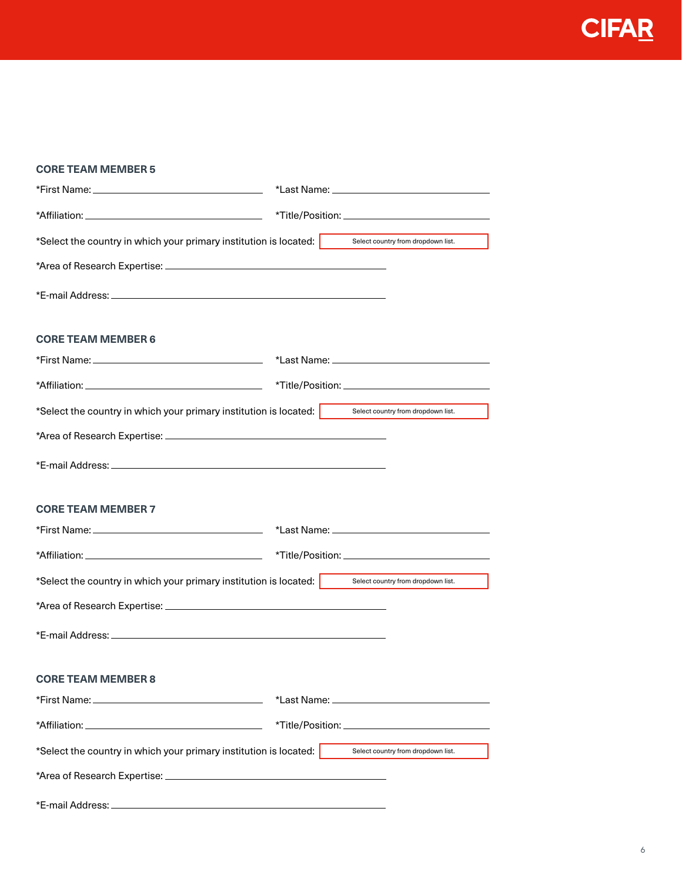## CORE TEAM MEMBER 5

*First Name: ____________________ *Last Name: ____________________

*Affiliation: ____________________ *Title/Position: ____________________

*Select the country in which your primary institution is located: Select country from dropdown list.

*Area of Research Expertise: ____________________

*E-mail Address: ____________________

## CORE TEAM MEMBER 6

*First Name: ____________________ *Last Name: ____________________

*Affiliation: ____________________ *Title/Position: ____________________

*Select the country in which your primary institution is located: Select country from dropdown list.

*Area of Research Expertise: ____________________

*E-mail Address: ____________________

## CORE TEAM MEMBER 7

*First Name: ____________________ *Last Name: ____________________

*Affiliation: ____________________ *Title/Position: ____________________

*Select the country in which your primary institution is located: Select country from dropdown list.

*Area of Research Expertise: ____________________

*E-mail Address: ____________________

## CORE TEAM MEMBER 8

*First Name: ____________________ *Last Name: ____________________

*Affiliation: ____________________ *Title/Position: ____________________

*Select the country in which your primary institution is located: Select country from dropdown list.

*Area of Research Expertise: ____________________

*E-mail Address: ____________________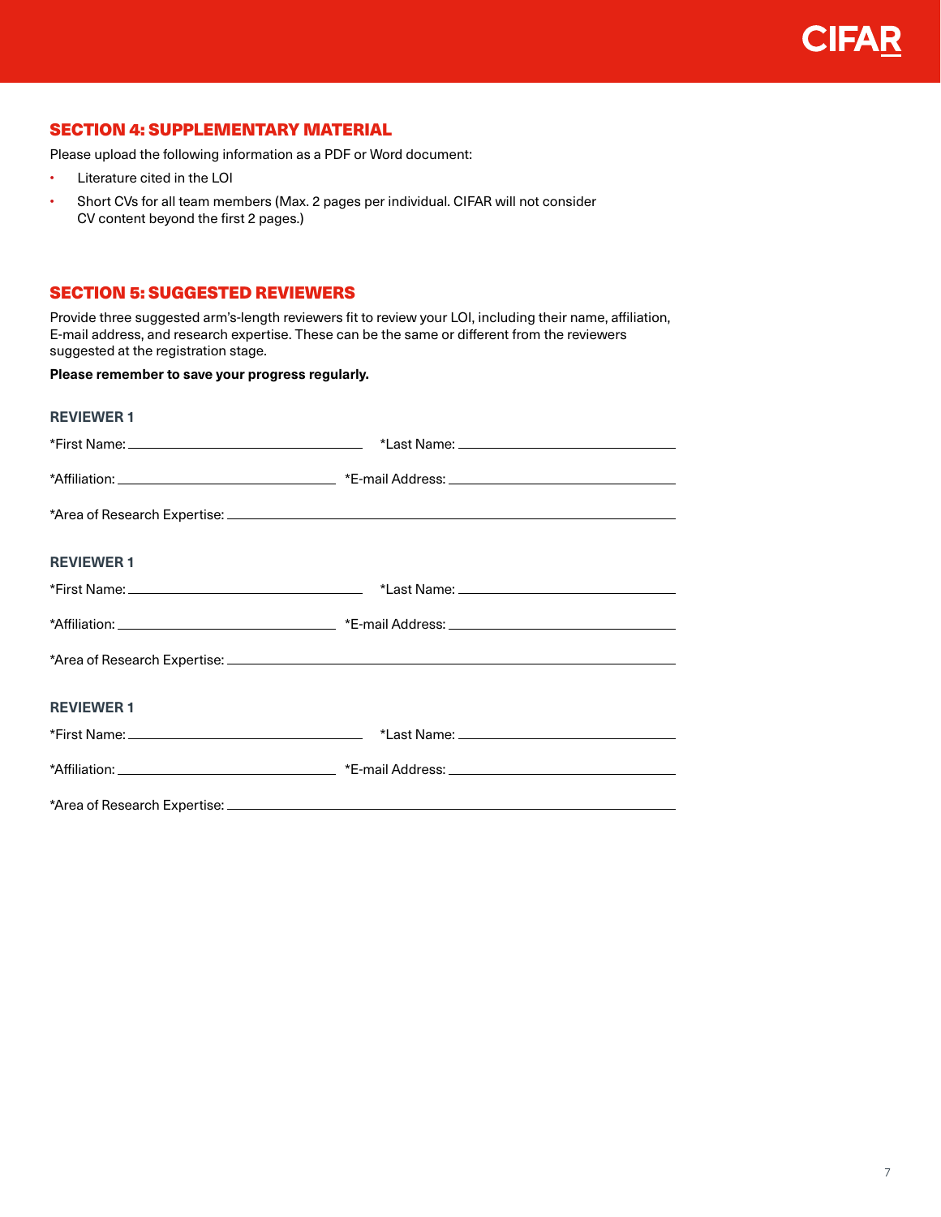## SECTION 4: SUPPLEMENTARY MATERIAL

Please upload the following information as a PDF or Word document:

- Literature cited in the LOI
- Short CVs for all team members (Max. 2 pages per individual. CIFAR will not consider CV content beyond the first 2 pages.)

## SECTION 5: SUGGESTED REVIEWERS

Provide three suggested arm's-length reviewers fit to review your LOI, including their name, affiliation, E-mail address, and research expertise. These can be the same or different from the reviewers suggested at the registration stage.

**Please remember to save your progress regularly.**

### REVIEWER 1

*First Name: ______________________ *Last Name: ______________________

*Affiliation: ______________________ *E-mail Address: ______________________

*Area of Research Expertise: ______________________________________________

### REVIEWER 1

*First Name: ______________________ *Last Name: ______________________

*Affiliation: ______________________ *E-mail Address: ______________________

*Area of Research Expertise: ______________________________________________

### REVIEWER 1

*First Name: ______________________ *Last Name: ______________________

*Affiliation: ______________________ *E-mail Address: ______________________

*Area of Research Expertise: ______________________________________________